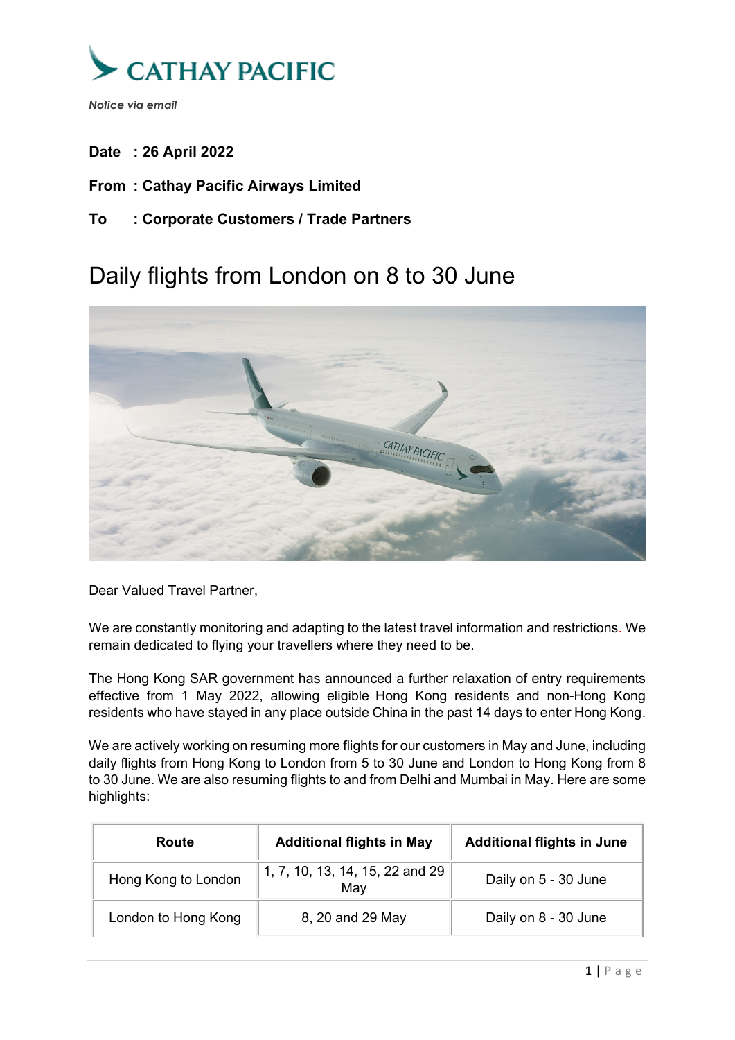CATHAY PACIFIC

*Notice via email*

**Date : 26 April 2022**

**From : Cathay Pacific Airways Limited**

**To : Corporate Customers / Trade Partners**

# Daily flights from London on 8 to 30 June

Dear Valued Travel Partner,

We are constantly monitoring and adapting to the latest travel information and restrictions. We remain dedicated to flying your travellers where they need to be.

The Hong Kong SAR government has announced a further relaxation of entry requirements effective from 1 May 2022, allowing eligible Hong Kong residents and non-Hong Kong residents who have stayed in any place outside China in the past 14 days to enter Hong Kong.

We are actively working on resuming more flights for our customers in May and June, including daily flights from Hong Kong to London from 5 to 30 June and London to Hong Kong from 8 to 30 June. We are also resuming flights to and from Delhi and Mumbai in May. Here are some highlights:

| Route | Additional flights in May | Additional flights in June |
| --- | --- | --- |
| Hong Kong to London | 1, 7, 10, 13, 14, 15, 22 and 29 May | Daily on 5 - 30 June |
| London to Hong Kong | 8, 20 and 29 May | Daily on 8 - 30 June |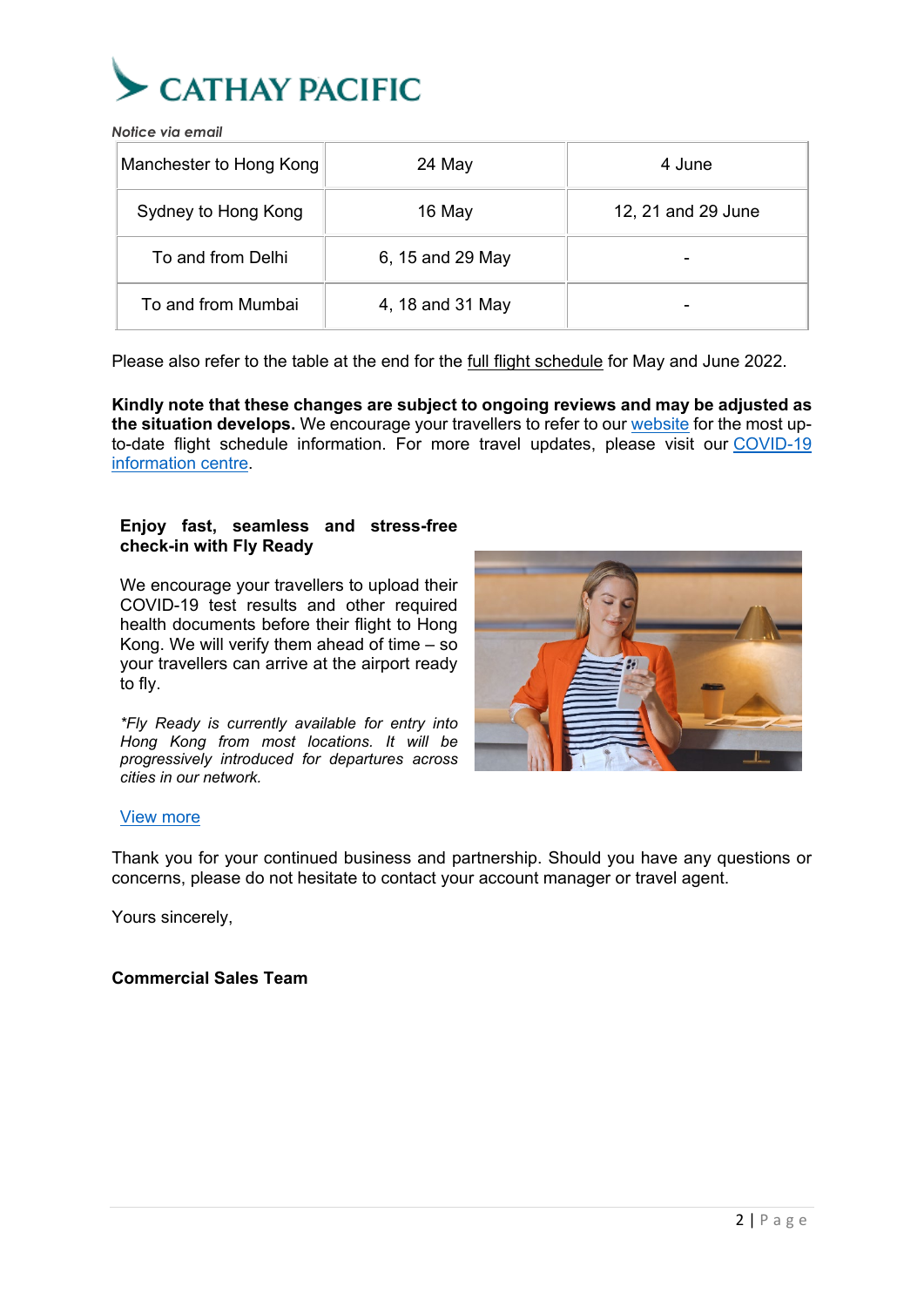*Notice via email*

| Manchester to Hong Kong | 24 May | 4 June |
|---|---|---|
| Sydney to Hong Kong | 16 May | 12, 21 and 29 June |
| To and from Delhi | 6, 15 and 29 May | - |
| To and from Mumbai | 4, 18 and 31 May | - |

Please also refer to the table at the end for the full flight schedule for May and June 2022.

**Kindly note that these changes are subject to ongoing reviews and may be adjusted as the situation develops.** We encourage your travellers to refer to our website for the most up-to-date flight schedule information. For more travel updates, please visit our COVID-19 information centre.

**Enjoy fast, seamless and stress-free check-in with Fly Ready**

We encourage your travellers to upload their COVID-19 test results and other required health documents before their flight to Hong Kong. We will verify them ahead of time – so your travellers can arrive at the airport ready to fly.

*\*Fly Ready is currently available for entry into Hong Kong from most locations. It will be progressively introduced for departures across cities in our network.*

View more

Thank you for your continued business and partnership. Should you have any questions or concerns, please do not hesitate to contact your account manager or travel agent.

Yours sincerely,

**Commercial Sales Team**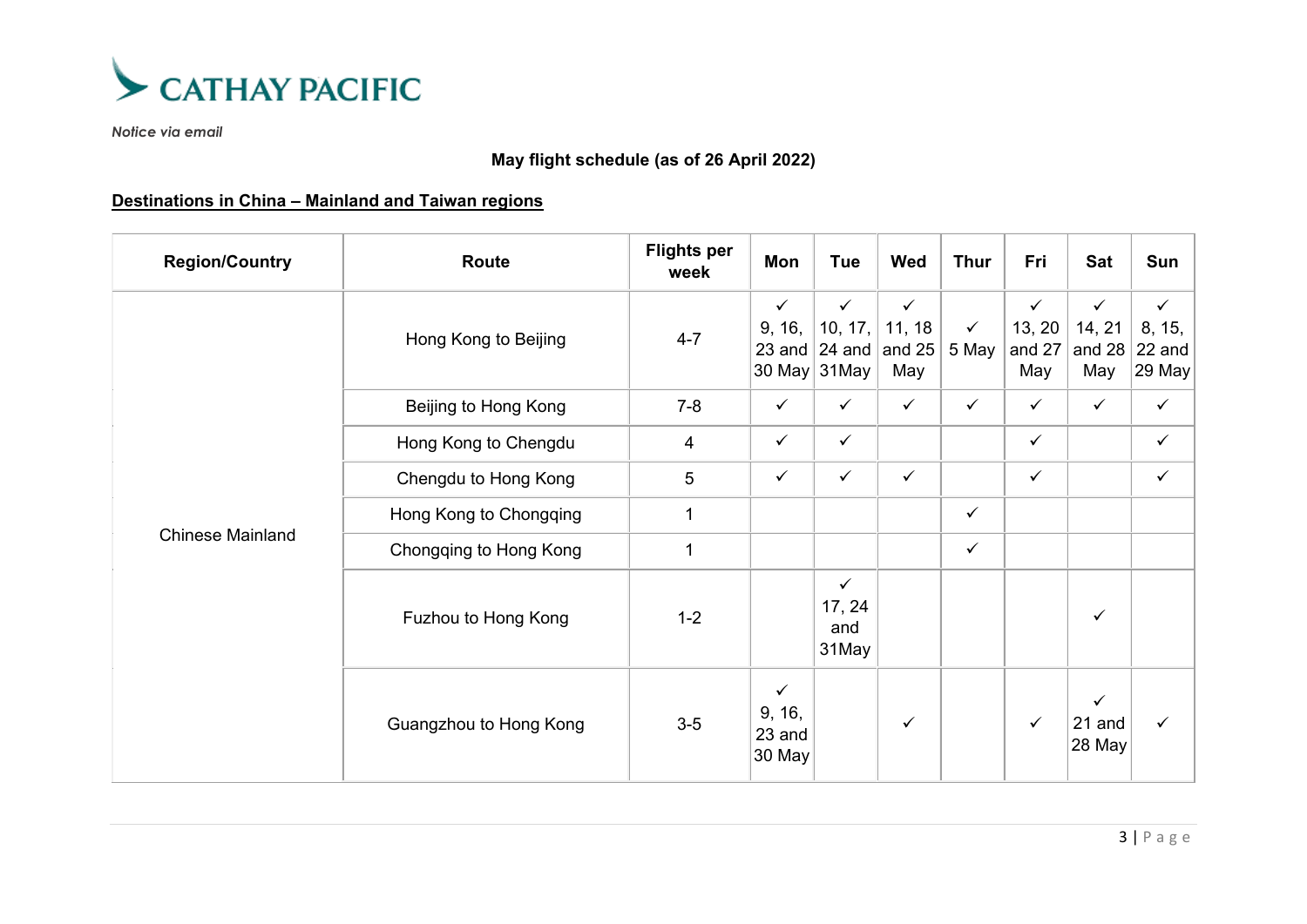CATHAY PACIFIC

*Notice via email*

**May flight schedule (as of 26 April 2022)**

**Destinations in China – Mainland and Taiwan regions**

| Region/Country | Route | Flights per week | Mon | Tue | Wed | Thur | Fri | Sat | Sun |
|---|---|---|---|---|---|---|---|---|---|
| Chinese Mainland | Hong Kong to Beijing | 4-7 | ✓ 9, 16, 23 and 30 May | ✓ 10, 17, 24 and 31May | ✓ 11, 18 and 25 May | ✓ 5 May | ✓ 13, 20 and 27 May | ✓ 14, 21 and 28 May | ✓ 8, 15, 22 and 29 May |
| | Beijing to Hong Kong | 7-8 | ✓ | ✓ | ✓ | ✓ | ✓ | ✓ | ✓ |
| | Hong Kong to Chengdu | 4 | ✓ | ✓ | | | ✓ | | ✓ |
| | Chengdu to Hong Kong | 5 | ✓ | ✓ | ✓ | | ✓ | | ✓ |
| | Hong Kong to Chongqing | 1 | | | | ✓ | | | |
| | Chongqing to Hong Kong | 1 | | | | ✓ | | | |
| | Fuzhou to Hong Kong | 1-2 | | ✓ 17, 24 and 31May | | | | ✓ | |
| | Guangzhou to Hong Kong | 3-5 | ✓ 9, 16, 23 and 30 May | | ✓ | | ✓ | ✓ 21 and 28 May | ✓ |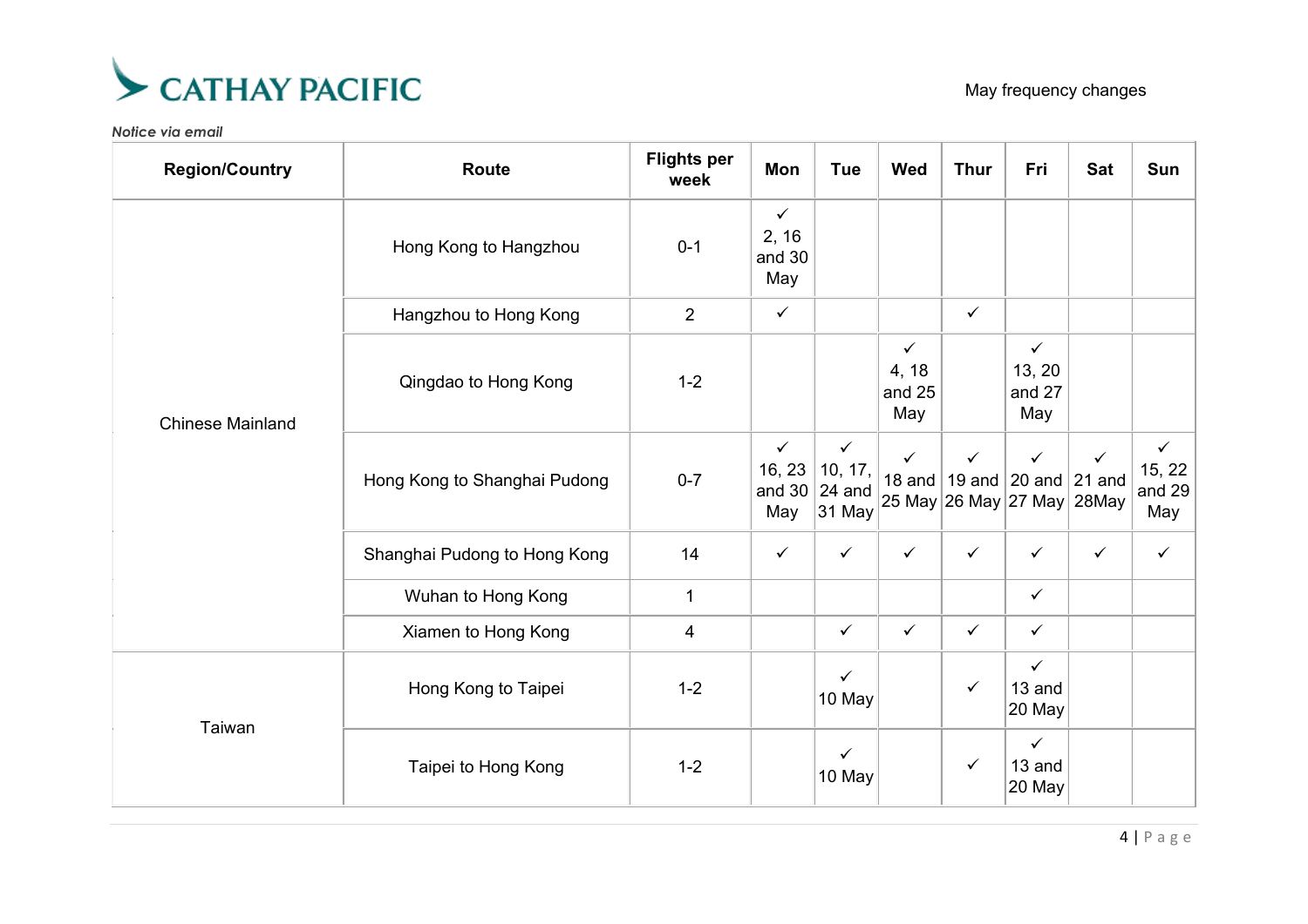**CATHAY PACIFIC**

May frequency changes

*Notice via email*

| Region/Country | Route | Flights per week | Mon | Tue | Wed | Thur | Fri | Sat | Sun |
|---|---|---|---|---|---|---|---|---|---|
| Chinese Mainland | Hong Kong to Hangzhou | 0-1 | ✓ 2, 16 and 30 May | | | | | | |
| | Hangzhou to Hong Kong | 2 | ✓ | | | ✓ | | | |
| | Qingdao to Hong Kong | 1-2 | | | ✓ 4, 18 and 25 May | | ✓ 13, 20 and 27 May | | |
| | Hong Kong to Shanghai Pudong | 0-7 | ✓ 16, 23 and 30 May | ✓ 10, 17, 24 and 31 May | ✓ 18 and 25 May | ✓ 19 and 26 May | ✓ 20 and 27 May | ✓ 21 and 28May | ✓ 15, 22 and 29 May |
| | Shanghai Pudong to Hong Kong | 14 | ✓ | ✓ | ✓ | ✓ | ✓ | ✓ | ✓ |
| | Wuhan to Hong Kong | 1 | | | | | ✓ | | |
| | Xiamen to Hong Kong | 4 | | ✓ | ✓ | ✓ | ✓ | | |
| Taiwan | Hong Kong to Taipei | 1-2 | | ✓ 10 May | | ✓ | ✓ 13 and 20 May | | |
| | Taipei to Hong Kong | 1-2 | | ✓ 10 May | | ✓ | ✓ 13 and 20 May | | |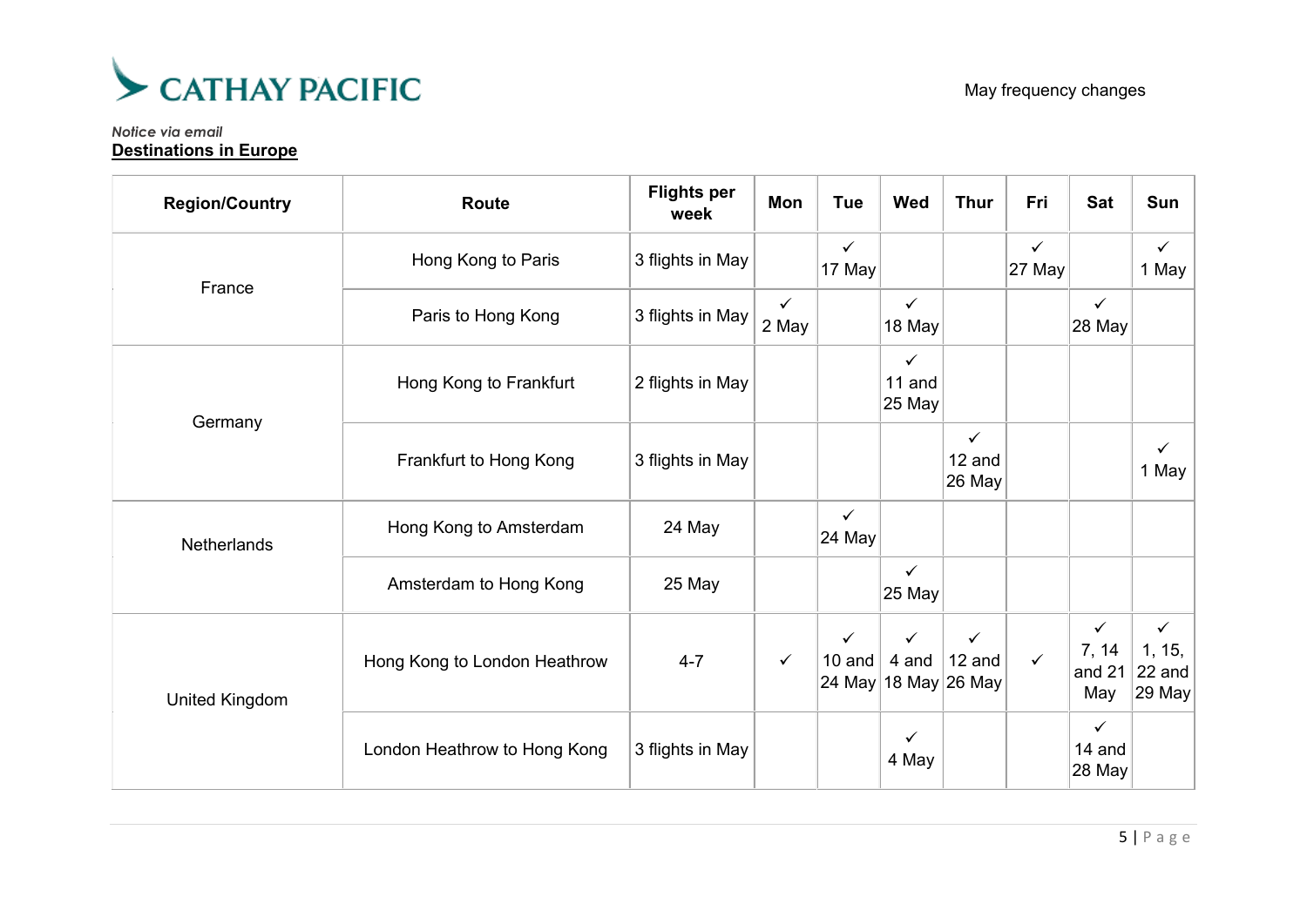**CATHAY PACIFIC**

May frequency changes

*Notice via email*

**Destinations in Europe**

| Region/Country | Route | Flights per week | Mon | Tue | Wed | Thur | Fri | Sat | Sun |
|---|---|---|---|---|---|---|---|---|---|
| France | Hong Kong to Paris | 3 flights in May | | ✓ 17 May | | | ✓ 27 May | | ✓ 1 May |
| | Paris to Hong Kong | 3 flights in May | ✓ 2 May | | ✓ 18 May | | | ✓ 28 May | |
| Germany | Hong Kong to Frankfurt | 2 flights in May | | | ✓ 11 and 25 May | | | | |
| | Frankfurt to Hong Kong | 3 flights in May | | | | ✓ 12 and 26 May | | | ✓ 1 May |
| Netherlands | Hong Kong to Amsterdam | 24 May | | ✓ 24 May | | | | | |
| | Amsterdam to Hong Kong | 25 May | | | ✓ 25 May | | | | |
| United Kingdom | Hong Kong to London Heathrow | 4-7 | ✓ | ✓ 10 and 24 May | ✓ 4 and 18 May | ✓ 12 and 26 May | ✓ | ✓ 7, 14 and 21 May | ✓ 1, 15, 22 and 29 May |
| | London Heathrow to Hong Kong | 3 flights in May | | | ✓ 4 May | | | ✓ 14 and 28 May | |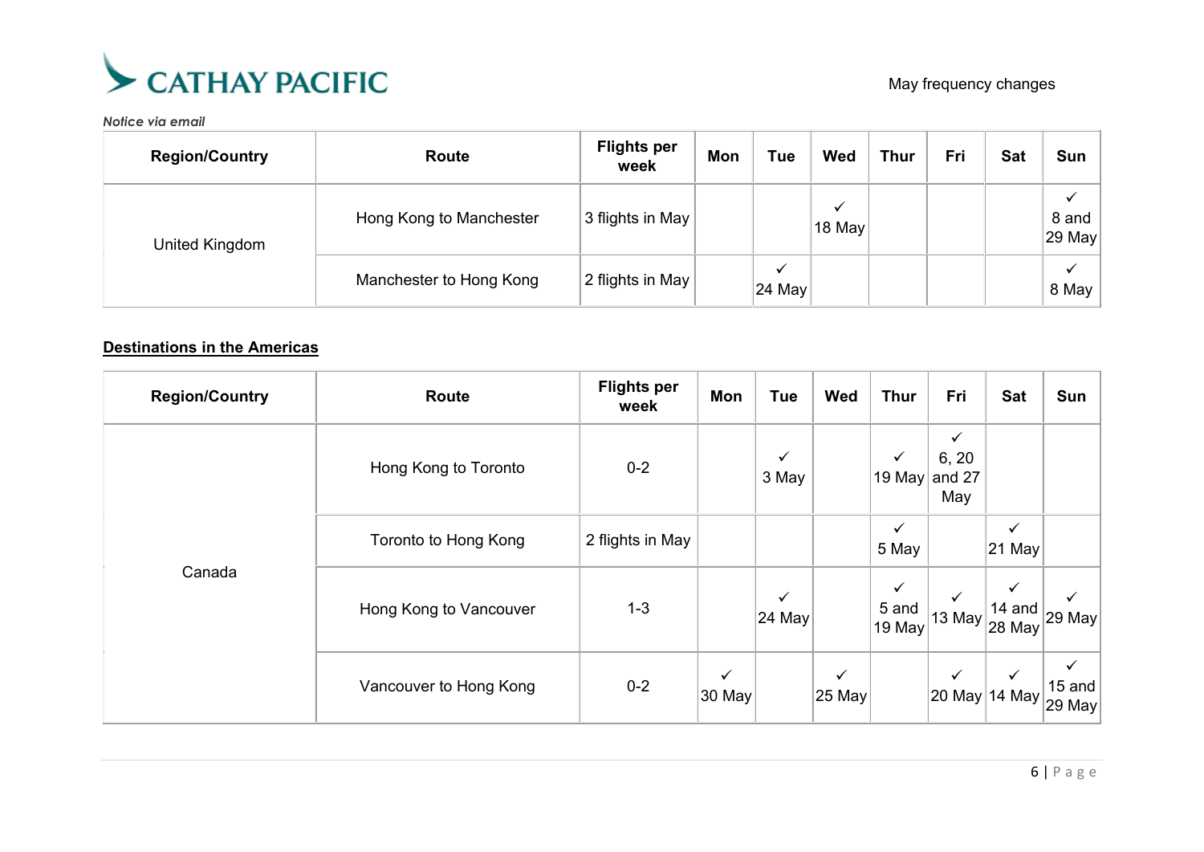CATHAY PACIFIC

May frequency changes

*Notice via email*

| Region/Country | Route | Flights per week | Mon | Tue | Wed | Thur | Fri | Sat | Sun |
|---|---|---|---|---|---|---|---|---|---|
| United Kingdom | Hong Kong to Manchester | 3 flights in May | | | ✓ 18 May | | | | ✓ 8 and 29 May |
| | Manchester to Hong Kong | 2 flights in May | | ✓ 24 May | | | | | ✓ 8 May |

**Destinations in the Americas**

| Region/Country | Route | Flights per week | Mon | Tue | Wed | Thur | Fri | Sat | Sun |
|---|---|---|---|---|---|---|---|---|---|
| Canada | Hong Kong to Toronto | 0-2 | | ✓ 3 May | | ✓ 19 May | ✓ 6, 20 and 27 May | | |
| | Toronto to Hong Kong | 2 flights in May | | | | ✓ 5 May | | ✓ 21 May | |
| | Hong Kong to Vancouver | 1-3 | | ✓ 24 May | | ✓ 5 and 19 May | ✓ 13 May | ✓ 14 and 28 May | ✓ 29 May |
| | Vancouver to Hong Kong | 0-2 | ✓ 30 May | | ✓ 25 May | | ✓ 20 May | ✓ 14 May | ✓ 15 and 29 May |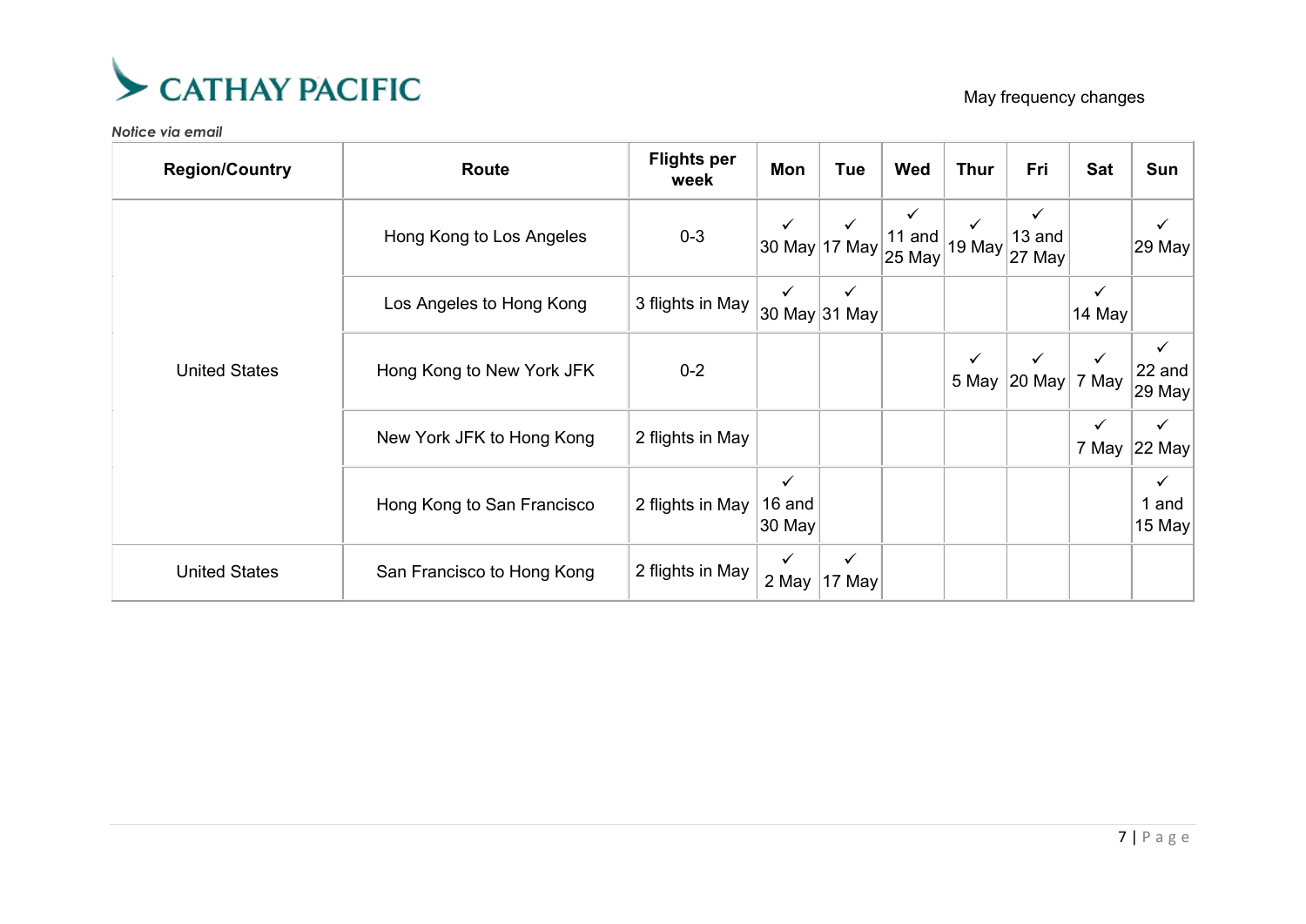CATHAY PACIFIC

May frequency changes

*Notice via email*

| Region/Country | Route | Flights per week | Mon | Tue | Wed | Thur | Fri | Sat | Sun |
|---|---|---|---|---|---|---|---|---|---|
| United States | Hong Kong to Los Angeles | 0-3 | ✓ 30 May | ✓ 17 May | ✓ 11 and 25 May | ✓ 19 May | ✓ 13 and 27 May | | ✓ 29 May |
| | Los Angeles to Hong Kong | 3 flights in May | ✓ 30 May | ✓ 31 May | | | | ✓ 14 May | |
| | Hong Kong to New York JFK | 0-2 | | | | ✓ 5 May | ✓ 20 May | ✓ 7 May | ✓ 22 and 29 May |
| | New York JFK to Hong Kong | 2 flights in May | | | | | | ✓ 7 May | ✓ 22 May |
| | Hong Kong to San Francisco | 2 flights in May | ✓ 16 and 30 May | | | | | | ✓ 1 and 15 May |
| United States | San Francisco to Hong Kong | 2 flights in May | ✓ 2 May | ✓ 17 May | | | | | |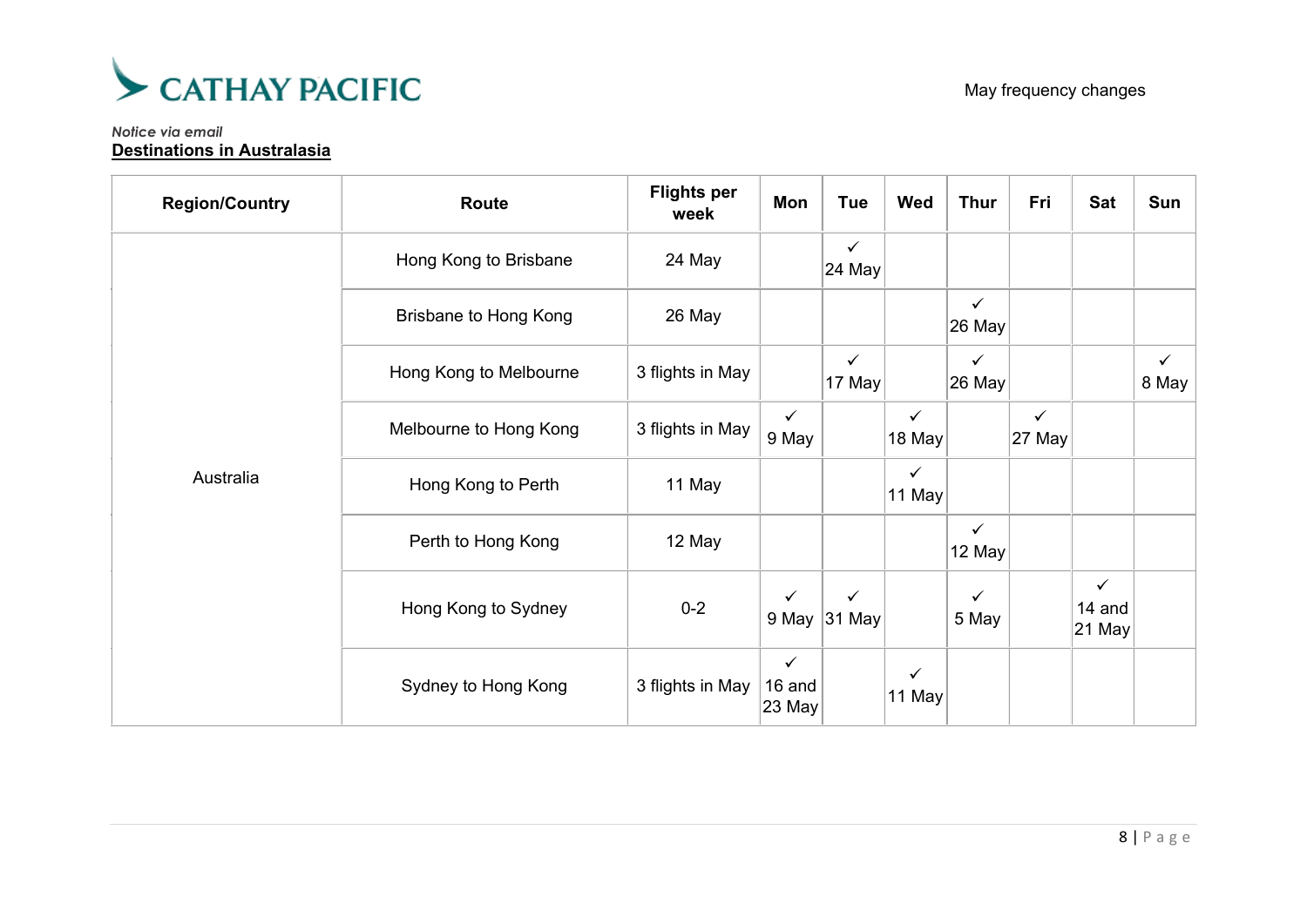CATHAY PACIFIC

May frequency changes

*Notice via email*

**Destinations in Australasia**

| Region/Country | Route | Flights per week | Mon | Tue | Wed | Thur | Fri | Sat | Sun |
|---|---|---|---|---|---|---|---|---|---|
| Australia | Hong Kong to Brisbane | 24 May | | ✓ 24 May | | | | | |
| | Brisbane to Hong Kong | 26 May | | | | ✓ 26 May | | | |
| | Hong Kong to Melbourne | 3 flights in May | | ✓ 17 May | | ✓ 26 May | | | ✓ 8 May |
| | Melbourne to Hong Kong | 3 flights in May | ✓ 9 May | | ✓ 18 May | | ✓ 27 May | | |
| | Hong Kong to Perth | 11 May | | | ✓ 11 May | | | | |
| | Perth to Hong Kong | 12 May | | | | ✓ 12 May | | | |
| | Hong Kong to Sydney | 0-2 | ✓ 9 May | ✓ 31 May | | ✓ 5 May | | ✓ 14 and 21 May | |
| | Sydney to Hong Kong | 3 flights in May | ✓ 16 and 23 May | | ✓ 11 May | | | | |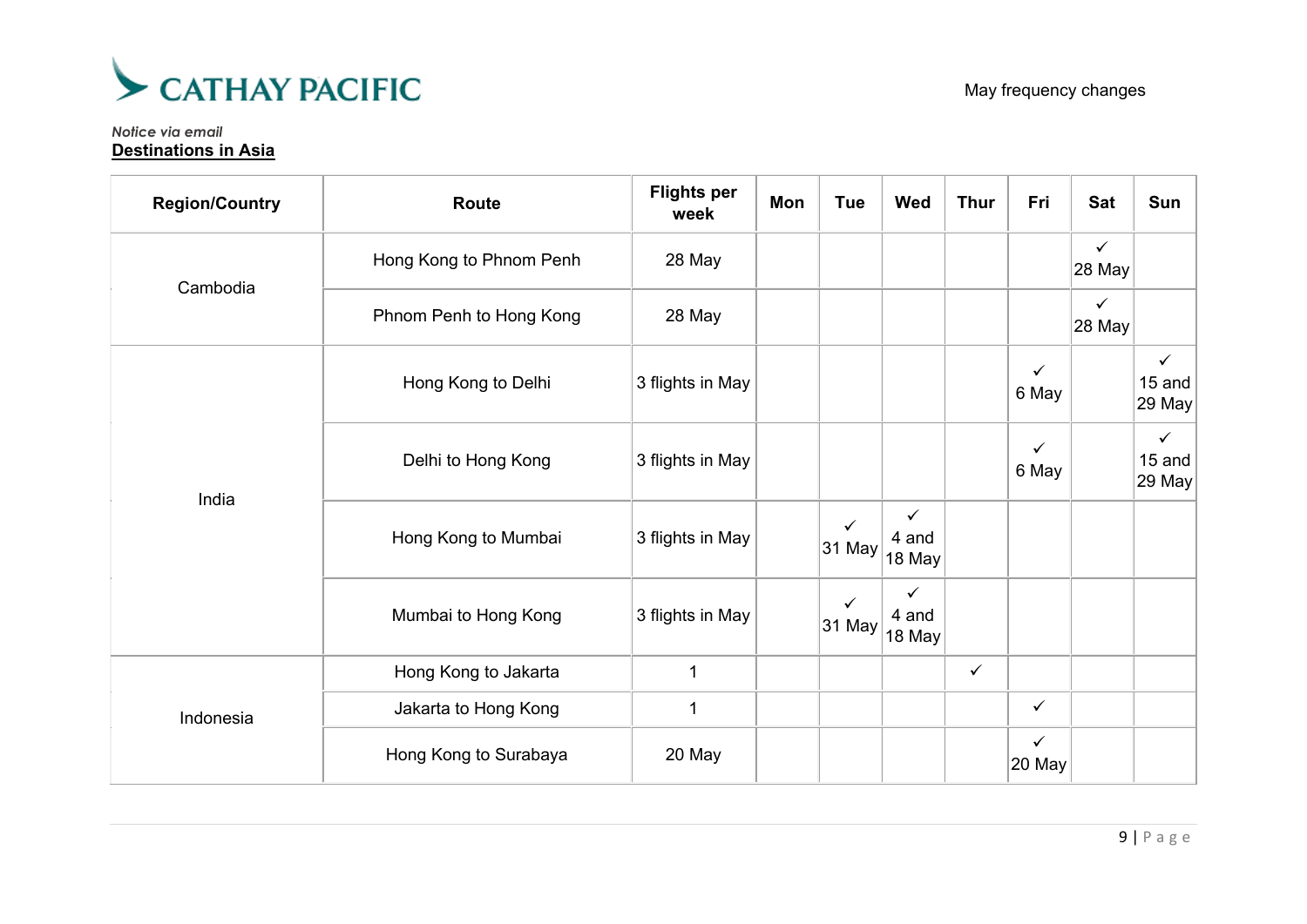CATHAY PACIFIC

May frequency changes

*Notice via email*

**Destinations in Asia**

| Region/Country | Route | Flights per week | Mon | Tue | Wed | Thur | Fri | Sat | Sun |
|---|---|---|---|---|---|---|---|---|---|
| Cambodia | Hong Kong to Phnom Penh | 28 May | | | | | | ✓ 28 May | |
| | Phnom Penh to Hong Kong | 28 May | | | | | | ✓ 28 May | |
| India | Hong Kong to Delhi | 3 flights in May | | | | | ✓ 6 May | | ✓ 15 and 29 May |
| | Delhi to Hong Kong | 3 flights in May | | | | | ✓ 6 May | | ✓ 15 and 29 May |
| | Hong Kong to Mumbai | 3 flights in May | | ✓ 31 May | ✓ 4 and 18 May | | | | |
| | Mumbai to Hong Kong | 3 flights in May | | ✓ 31 May | ✓ 4 and 18 May | | | | |
| Indonesia | Hong Kong to Jakarta | 1 | | | | ✓ | | | |
| | Jakarta to Hong Kong | 1 | | | | | ✓ | | |
| | Hong Kong to Surabaya | 20 May | | | | | ✓ 20 May | | |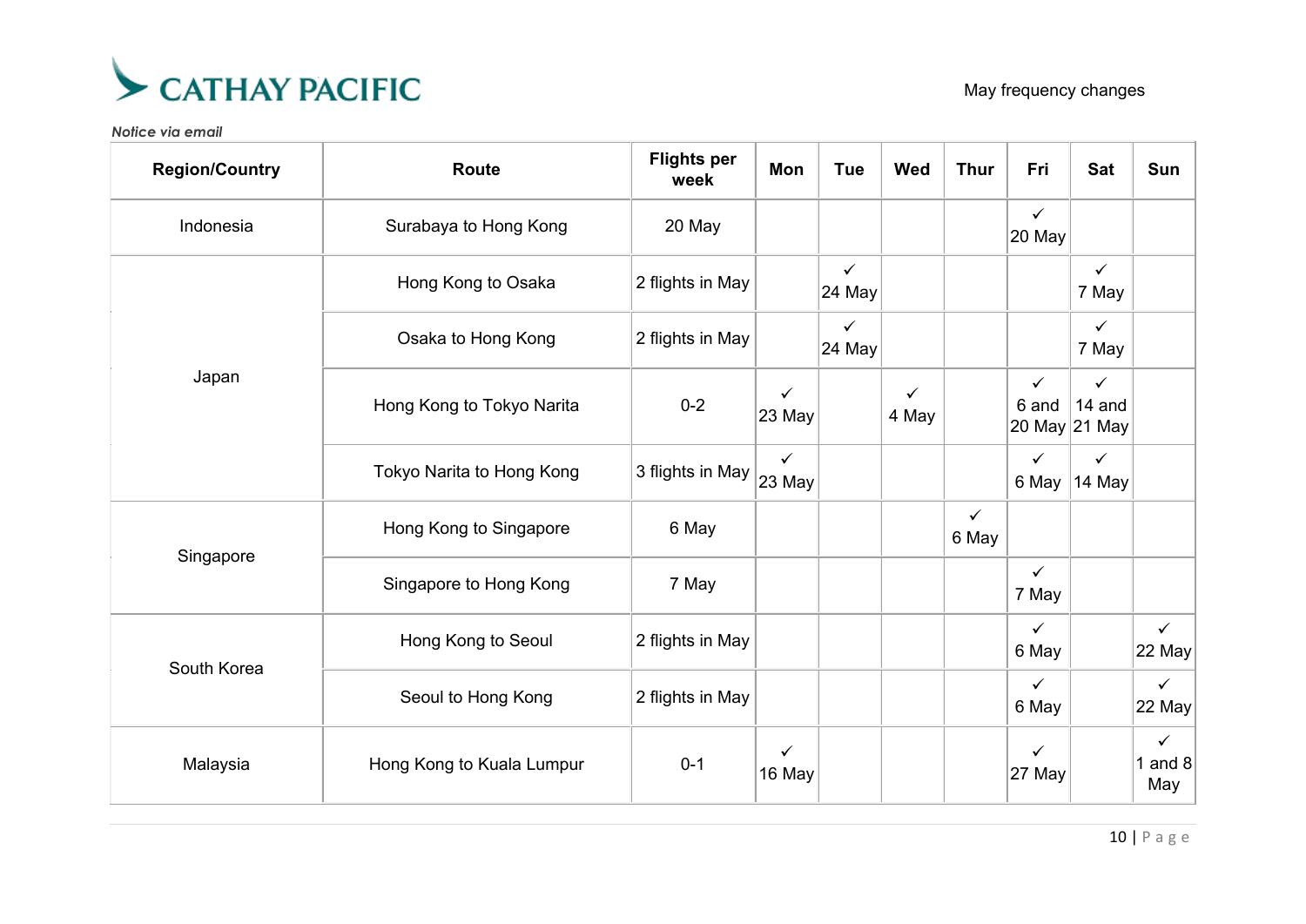CATHAY PACIFIC

May frequency changes

*Notice via email*

| Region/Country | Route | Flights per week | Mon | Tue | Wed | Thur | Fri | Sat | Sun |
|---|---|---|---|---|---|---|---|---|---|
| Indonesia | Surabaya to Hong Kong | 20 May | | | | | ✓ 20 May | | |
| Japan | Hong Kong to Osaka | 2 flights in May | | ✓ 24 May | | | | ✓ 7 May | |
| | Osaka to Hong Kong | 2 flights in May | | ✓ 24 May | | | | ✓ 7 May | |
| | Hong Kong to Tokyo Narita | 0-2 | ✓ 23 May | | ✓ 4 May | | ✓ 6 and 20 May | ✓ 14 and 21 May | |
| | Tokyo Narita to Hong Kong | 3 flights in May | ✓ 23 May | | | | ✓ 6 May | ✓ 14 May | |
| Singapore | Hong Kong to Singapore | 6 May | | | | ✓ 6 May | | | |
| | Singapore to Hong Kong | 7 May | | | | | ✓ 7 May | | |
| South Korea | Hong Kong to Seoul | 2 flights in May | | | | | ✓ 6 May | | ✓ 22 May |
| | Seoul to Hong Kong | 2 flights in May | | | | | ✓ 6 May | | ✓ 22 May |
| Malaysia | Hong Kong to Kuala Lumpur | 0-1 | ✓ 16 May | | | | ✓ 27 May | | ✓ 1 and 8 May |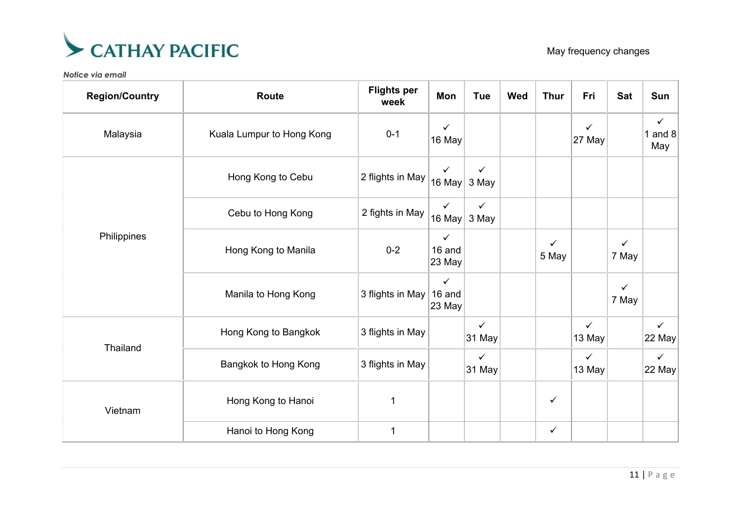CATHAY PACIFIC

May frequency changes

*Notice via email*

| Region/Country | Route | Flights per week | Mon | Tue | Wed | Thur | Fri | Sat | Sun |
|---|---|---|---|---|---|---|---|---|---|
| Malaysia | Kuala Lumpur to Hong Kong | 0-1 | ✓ 16 May | | | | ✓ 27 May | | ✓ 1 and 8 May |
| Philippines | Hong Kong to Cebu | 2 flights in May | ✓ 16 May | ✓ 3 May | | | | | |
| | Cebu to Hong Kong | 2 fights in May | ✓ 16 May | ✓ 3 May | | | | | |
| | Hong Kong to Manila | 0-2 | ✓ 16 and 23 May | | | ✓ 5 May | | ✓ 7 May | |
| | Manila to Hong Kong | 3 flights in May | ✓ 16 and 23 May | | | | | ✓ 7 May | |
| Thailand | Hong Kong to Bangkok | 3 flights in May | | ✓ 31 May | | | ✓ 13 May | | ✓ 22 May |
| | Bangkok to Hong Kong | 3 flights in May | | ✓ 31 May | | | ✓ 13 May | | ✓ 22 May |
| Vietnam | Hong Kong to Hanoi | 1 | | | | ✓ | | | |
| | Hanoi to Hong Kong | 1 | | | | ✓ | | | |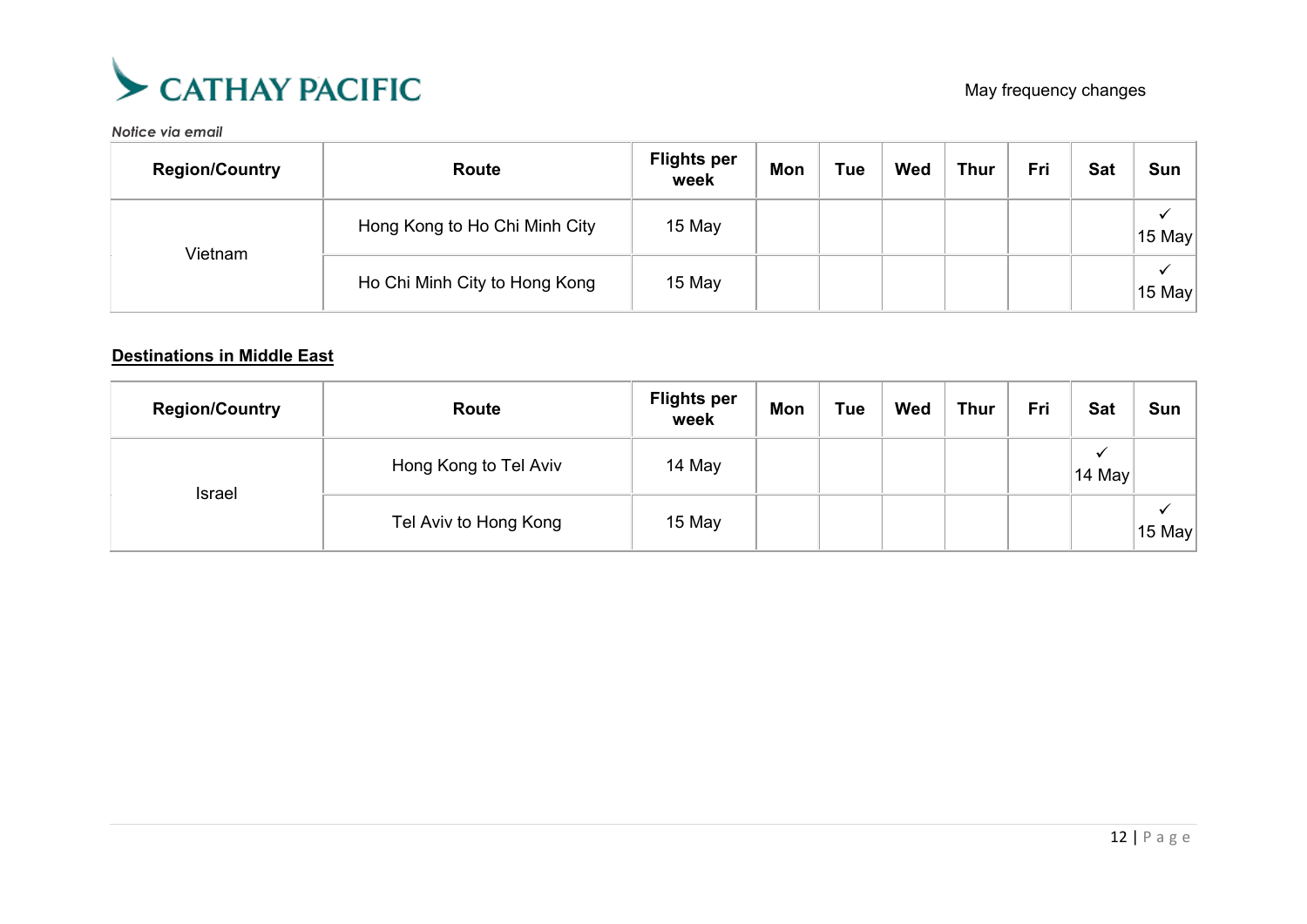May frequency changes

*Notice via email*

| Region/Country | Route | Flights per week | Mon | Tue | Wed | Thur | Fri | Sat | Sun |
|---|---|---|---|---|---|---|---|---|---|
| Vietnam | Hong Kong to Ho Chi Minh City | 15 May | | | | | | | ✓ 15 May |
| | Ho Chi Minh City to Hong Kong | 15 May | | | | | | | ✓ 15 May |

**Destinations in Middle East**

| Region/Country | Route | Flights per week | Mon | Tue | Wed | Thur | Fri | Sat | Sun |
|---|---|---|---|---|---|---|---|---|---|
| Israel | Hong Kong to Tel Aviv | 14 May | | | | | | ✓ 14 May | |
| | Tel Aviv to Hong Kong | 15 May | | | | | | | ✓ 15 May |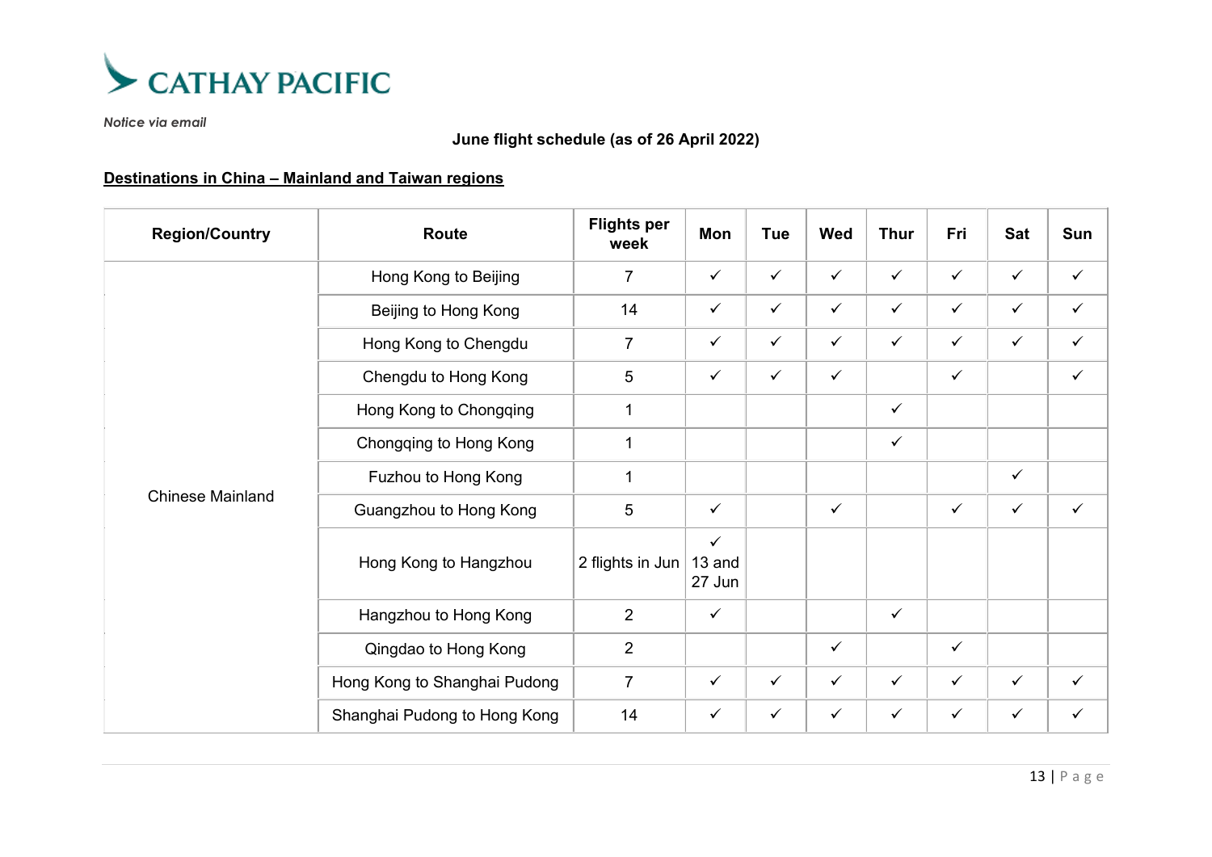CATHAY PACIFIC

*Notice via email*

**June flight schedule (as of 26 April 2022)**

**Destinations in China – Mainland and Taiwan regions**

| Region/Country | Route | Flights per week | Mon | Tue | Wed | Thur | Fri | Sat | Sun |
|---|---|---|---|---|---|---|---|---|---|
| Chinese Mainland | Hong Kong to Beijing | 7 | ✓ | ✓ | ✓ | ✓ | ✓ | ✓ | ✓ |
| | Beijing to Hong Kong | 14 | ✓ | ✓ | ✓ | ✓ | ✓ | ✓ | ✓ |
| | Hong Kong to Chengdu | 7 | ✓ | ✓ | ✓ | ✓ | ✓ | ✓ | ✓ |
| | Chengdu to Hong Kong | 5 | ✓ | ✓ | ✓ | | ✓ | | ✓ |
| | Hong Kong to Chongqing | 1 | | | | ✓ | | | |
| | Chongqing to Hong Kong | 1 | | | | ✓ | | | |
| | Fuzhou to Hong Kong | 1 | | | | | | ✓ | |
| | Guangzhou to Hong Kong | 5 | ✓ | | ✓ | | ✓ | ✓ | ✓ |
| | Hong Kong to Hangzhou | 2 flights in Jun | ✓ 13 and 27 Jun | | | | | | |
| | Hangzhou to Hong Kong | 2 | ✓ | | | ✓ | | | |
| | Qingdao to Hong Kong | 2 | | | ✓ | | ✓ | | |
| | Hong Kong to Shanghai Pudong | 7 | ✓ | ✓ | ✓ | ✓ | ✓ | ✓ | ✓ |
| | Shanghai Pudong to Hong Kong | 14 | ✓ | ✓ | ✓ | ✓ | ✓ | ✓ | ✓ |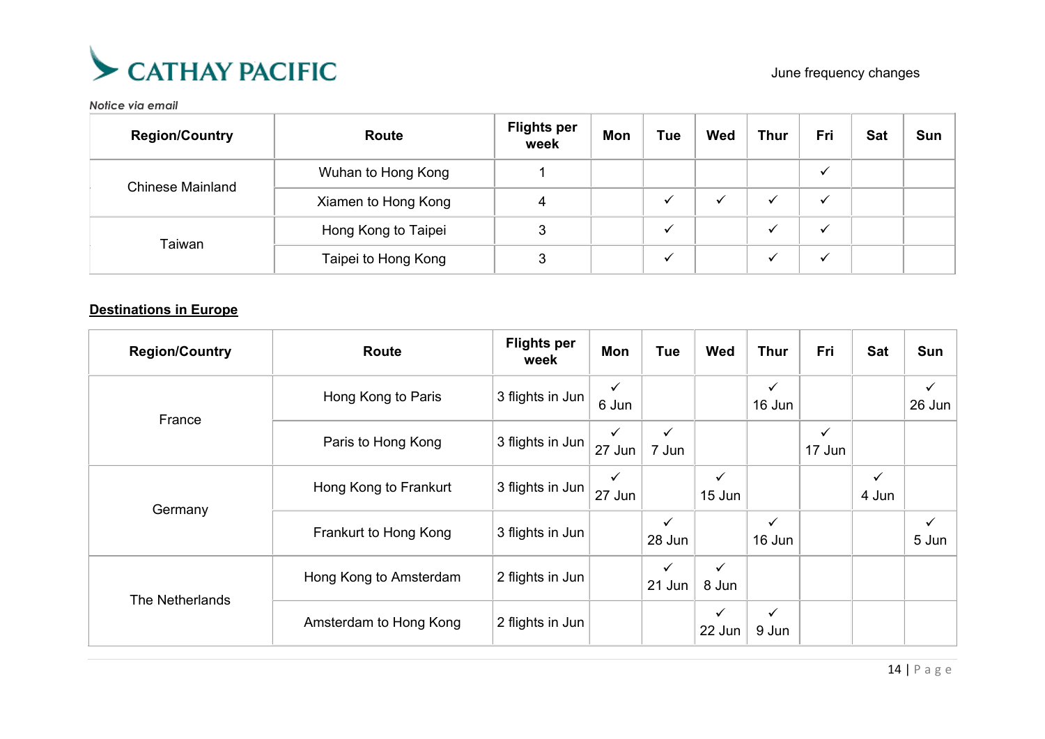CATHAY PACIFIC

June frequency changes

*Notice via email*

| Region/Country | Route | Flights per week | Mon | Tue | Wed | Thur | Fri | Sat | Sun |
|---|---|---|---|---|---|---|---|---|---|
| Chinese Mainland | Wuhan to Hong Kong | 1 | | | | | ✓ | | |
| | Xiamen to Hong Kong | 4 | | ✓ | ✓ | ✓ | ✓ | | |
| Taiwan | Hong Kong to Taipei | 3 | | ✓ | | ✓ | ✓ | | |
| | Taipei to Hong Kong | 3 | | ✓ | | ✓ | ✓ | | |

**Destinations in Europe**

| Region/Country | Route | Flights per week | Mon | Tue | Wed | Thur | Fri | Sat | Sun |
|---|---|---|---|---|---|---|---|---|---|
| France | Hong Kong to Paris | 3 flights in Jun | ✓ 6 Jun | | | ✓ 16 Jun | | | ✓ 26 Jun |
| | Paris to Hong Kong | 3 flights in Jun | ✓ 27 Jun | ✓ 7 Jun | | | ✓ 17 Jun | | |
| Germany | Hong Kong to Frankurt | 3 flights in Jun | ✓ 27 Jun | | ✓ 15 Jun | | | ✓ 4 Jun | |
| | Frankurt to Hong Kong | 3 flights in Jun | | ✓ 28 Jun | | ✓ 16 Jun | | | ✓ 5 Jun |
| The Netherlands | Hong Kong to Amsterdam | 2 flights in Jun | | ✓ 21 Jun | ✓ 8 Jun | | | | |
| | Amsterdam to Hong Kong | 2 flights in Jun | | | ✓ 22 Jun | ✓ 9 Jun | | | |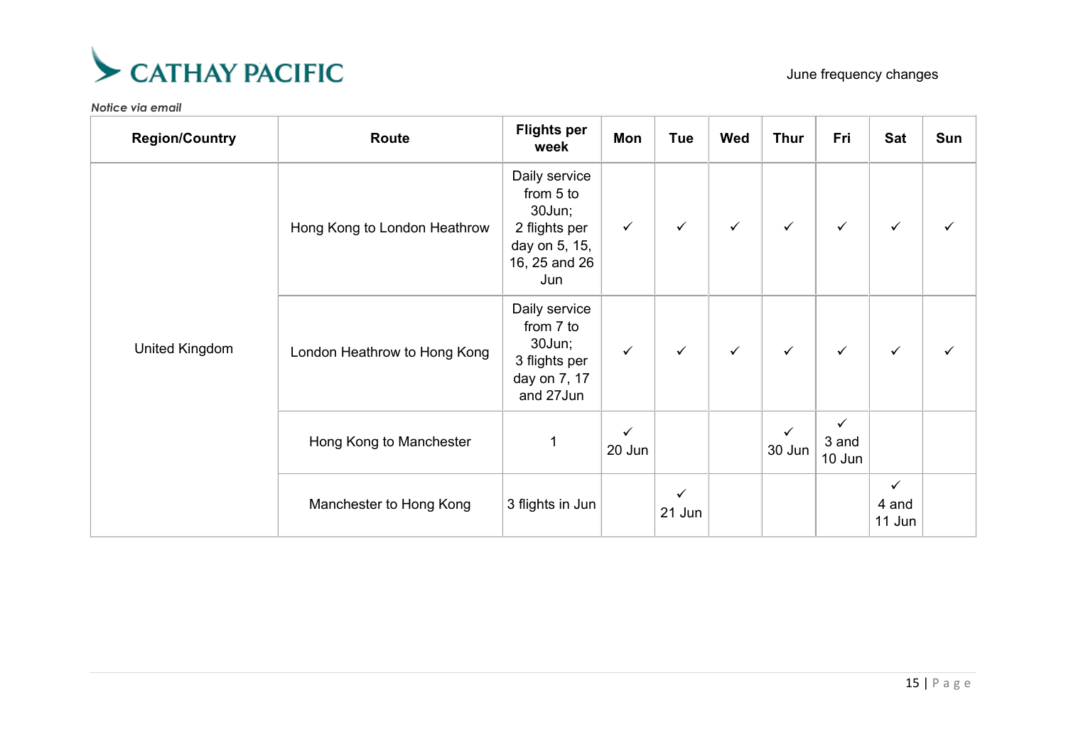CATHAY PACIFIC

June frequency changes

*Notice via email*

| Region/Country | Route | Flights per week | Mon | Tue | Wed | Thur | Fri | Sat | Sun |
|---|---|---|---|---|---|---|---|---|---|
| United Kingdom | Hong Kong to London Heathrow | Daily service from 5 to 30Jun; 2 flights per day on 5, 15, 16, 25 and 26 Jun | ✓ | ✓ | ✓ | ✓ | ✓ | ✓ | ✓ |
| | London Heathrow to Hong Kong | Daily service from 7 to 30Jun; 3 flights per day on 7, 17 and 27Jun | ✓ | ✓ | ✓ | ✓ | ✓ | ✓ | ✓ |
| | Hong Kong to Manchester | 1 | ✓ 20 Jun | | | ✓ 30 Jun | ✓ 3 and 10 Jun | | |
| | Manchester to Hong Kong | 3 flights in Jun | | ✓ 21 Jun | | | | ✓ 4 and 11 Jun | |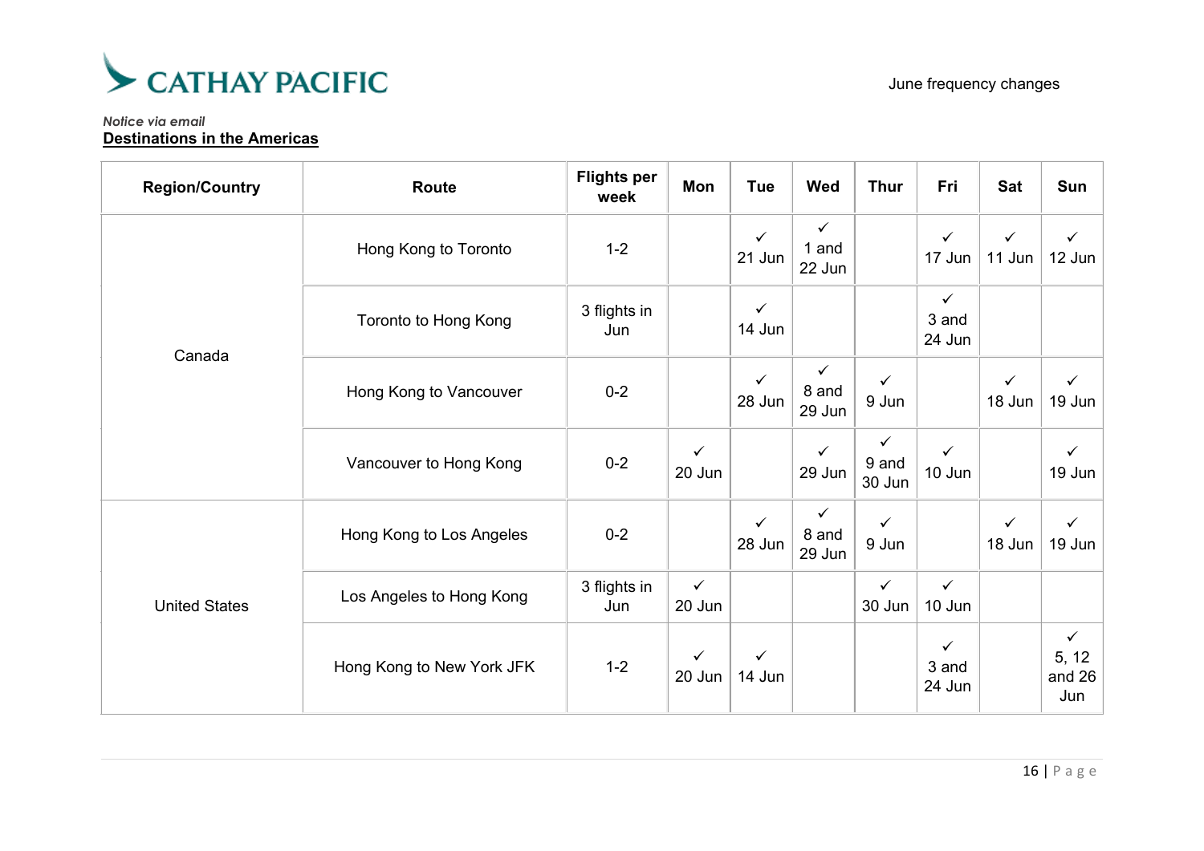CATHAY PACIFIC

June frequency changes

*Notice via email*

**Destinations in the Americas**

| Region/Country | Route | Flights per week | Mon | Tue | Wed | Thur | Fri | Sat | Sun |
|---|---|---|---|---|---|---|---|---|---|
| Canada | Hong Kong to Toronto | 1-2 | | ✓ 21 Jun | ✓ 1 and 22 Jun | | ✓ 17 Jun | ✓ 11 Jun | ✓ 12 Jun |
| | Toronto to Hong Kong | 3 flights in Jun | | ✓ 14 Jun | | | ✓ 3 and 24 Jun | | |
| | Hong Kong to Vancouver | 0-2 | | ✓ 28 Jun | ✓ 8 and 29 Jun | ✓ 9 Jun | | ✓ 18 Jun | ✓ 19 Jun |
| | Vancouver to Hong Kong | 0-2 | ✓ 20 Jun | | ✓ 29 Jun | ✓ 9 and 30 Jun | ✓ 10 Jun | | ✓ 19 Jun |
| United States | Hong Kong to Los Angeles | 0-2 | | ✓ 28 Jun | ✓ 8 and 29 Jun | ✓ 9 Jun | | ✓ 18 Jun | ✓ 19 Jun |
| | Los Angeles to Hong Kong | 3 flights in Jun | ✓ 20 Jun | | | ✓ 30 Jun | ✓ 10 Jun | | |
| | Hong Kong to New York JFK | 1-2 | ✓ 20 Jun | ✓ 14 Jun | | | ✓ 3 and 24 Jun | | ✓ 5, 12 and 26 Jun |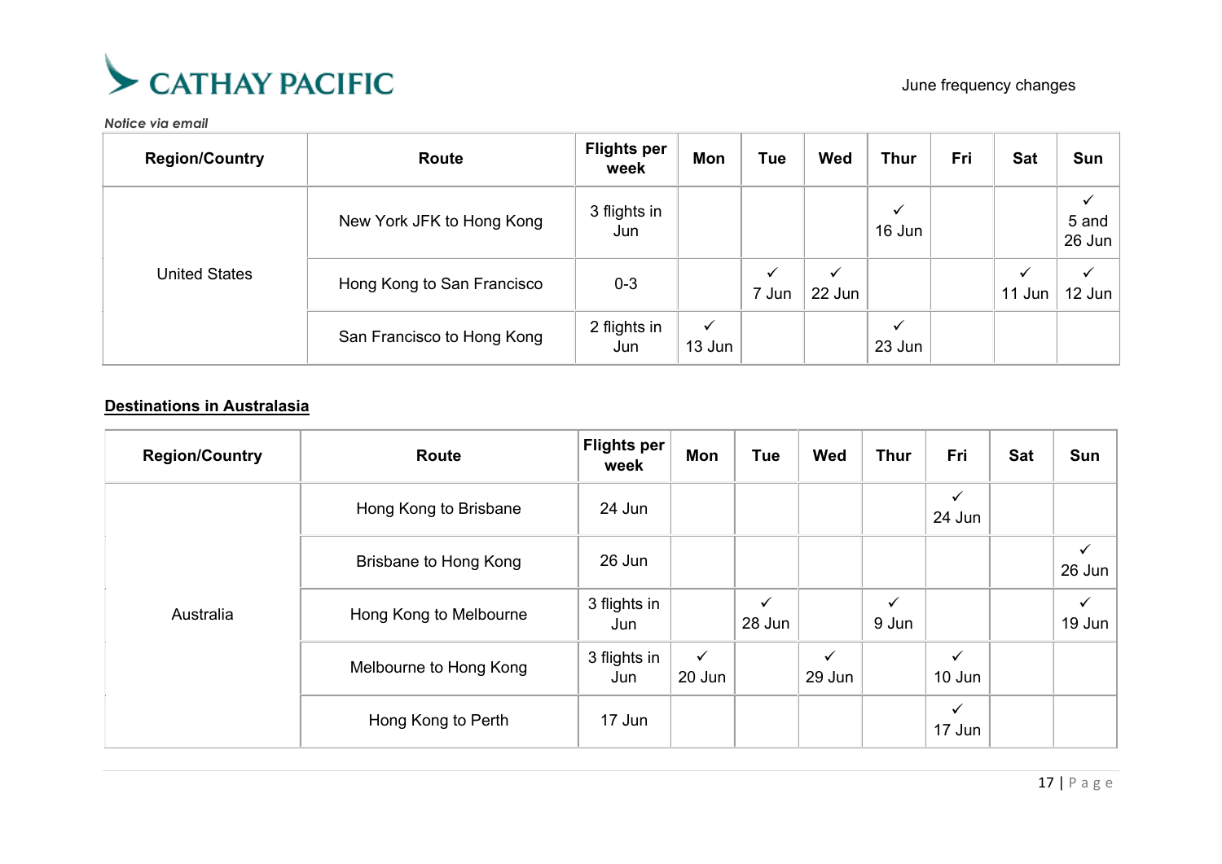CATHAY PACIFIC

June frequency changes

*Notice via email*

| Region/Country | Route | Flights per week | Mon | Tue | Wed | Thur | Fri | Sat | Sun |
|---|---|---|---|---|---|---|---|---|---|
| United States | New York JFK to Hong Kong | 3 flights in Jun | | | | ✓ 16 Jun | | | ✓ 5 and 26 Jun |
| | Hong Kong to San Francisco | 0-3 | | ✓ 7 Jun | ✓ 22 Jun | | | ✓ 11 Jun | ✓ 12 Jun |
| | San Francisco to Hong Kong | 2 flights in Jun | ✓ 13 Jun | | | ✓ 23 Jun | | | |

**Destinations in Australasia**

| Region/Country | Route | Flights per week | Mon | Tue | Wed | Thur | Fri | Sat | Sun |
|---|---|---|---|---|---|---|---|---|---|
| Australia | Hong Kong to Brisbane | 24 Jun | | | | | ✓ 24 Jun | | |
| | Brisbane to Hong Kong | 26 Jun | | | | | | | ✓ 26 Jun |
| | Hong Kong to Melbourne | 3 flights in Jun | | ✓ 28 Jun | | ✓ 9 Jun | | | ✓ 19 Jun |
| | Melbourne to Hong Kong | 3 flights in Jun | ✓ 20 Jun | | ✓ 29 Jun | | ✓ 10 Jun | | |
| | Hong Kong to Perth | 17 Jun | | | | | ✓ 17 Jun | | |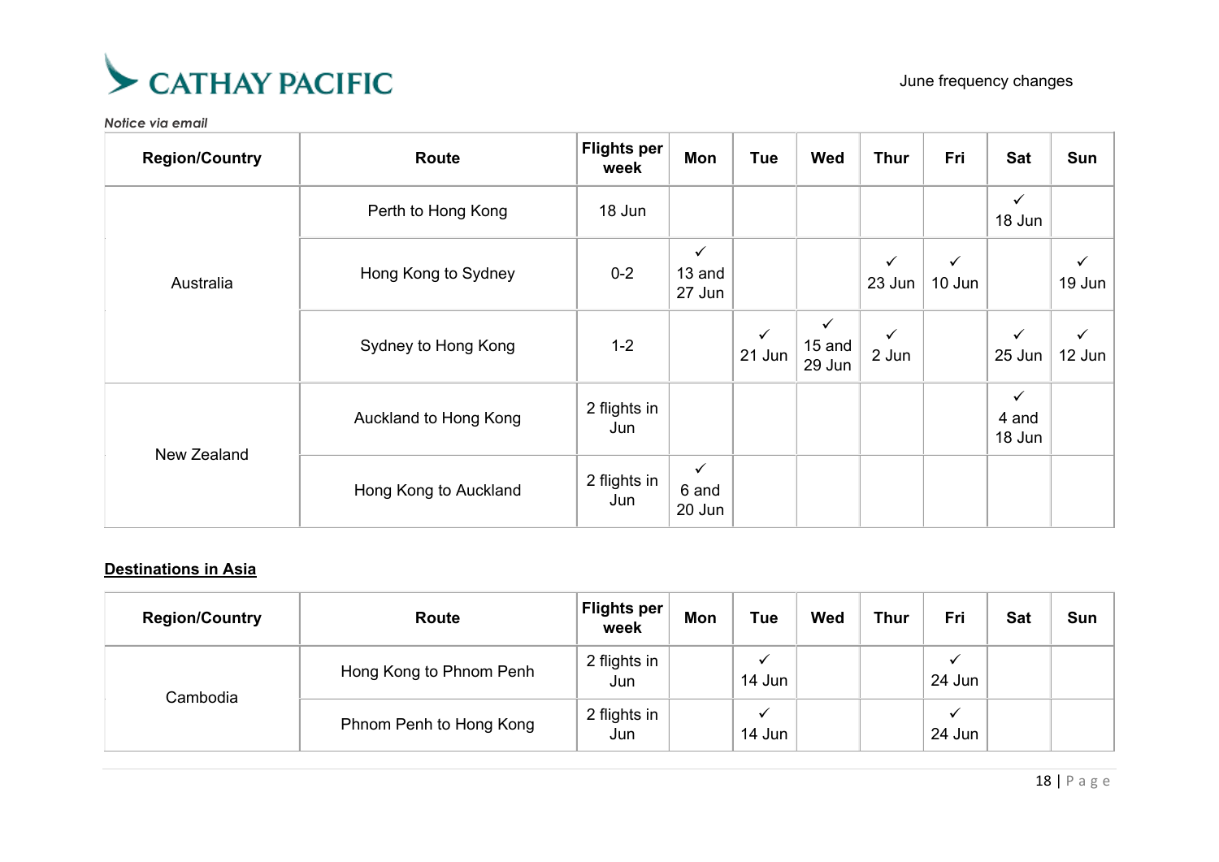CATHAY PACIFIC

June frequency changes

*Notice via email*

| Region/Country | Route | Flights per week | Mon | Tue | Wed | Thur | Fri | Sat | Sun |
|---|---|---|---|---|---|---|---|---|---|
| Australia | Perth to Hong Kong | 18 Jun | | | | | | ✓ 18 Jun | |
| | Hong Kong to Sydney | 0-2 | ✓ 13 and 27 Jun | | | ✓ 23 Jun | ✓ 10 Jun | | ✓ 19 Jun |
| | Sydney to Hong Kong | 1-2 | | ✓ 21 Jun | ✓ 15 and 29 Jun | ✓ 2 Jun | | ✓ 25 Jun | ✓ 12 Jun |
| New Zealand | Auckland to Hong Kong | 2 flights in Jun | | | | | | ✓ 4 and 18 Jun | |
| | Hong Kong to Auckland | 2 flights in Jun | ✓ 6 and 20 Jun | | | | | | |

**<u>Destinations in Asia</u>**

| Region/Country | Route | Flights per week | Mon | Tue | Wed | Thur | Fri | Sat | Sun |
|---|---|---|---|---|---|---|---|---|---|
| Cambodia | Hong Kong to Phnom Penh | 2 flights in Jun | | ✓ 14 Jun | | | ✓ 24 Jun | | |
| | Phnom Penh to Hong Kong | 2 flights in Jun | | ✓ 14 Jun | | | ✓ 24 Jun | | |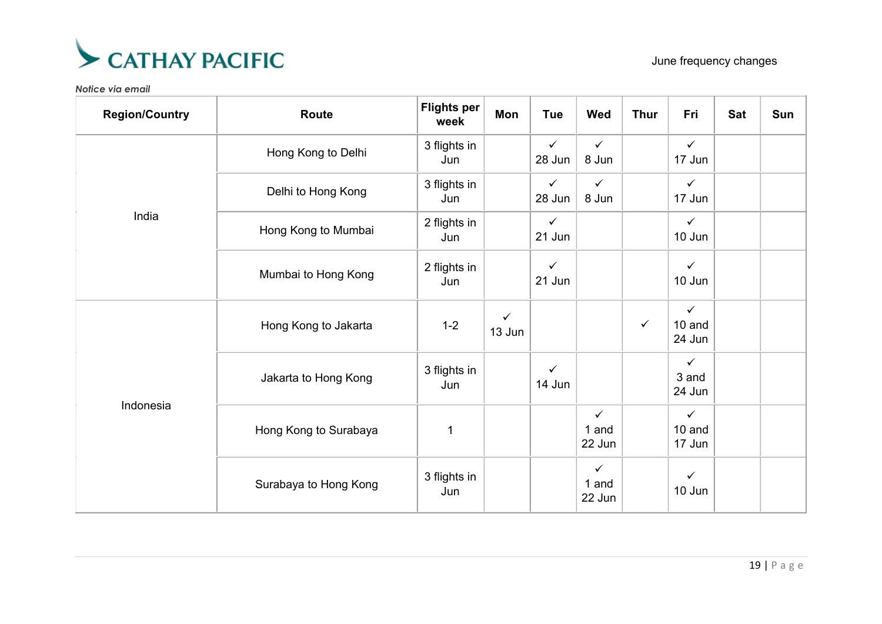CATHAY PACIFIC

June frequency changes

*Notice via email*

| Region/Country | Route | Flights per week | Mon | Tue | Wed | Thur | Fri | Sat | Sun |
|---|---|---|---|---|---|---|---|---|---|
| India | Hong Kong to Delhi | 3 flights in Jun | | ✓ 28 Jun | ✓ 8 Jun | | ✓ 17 Jun | | |
| | Delhi to Hong Kong | 3 flights in Jun | | ✓ 28 Jun | ✓ 8 Jun | | ✓ 17 Jun | | |
| | Hong Kong to Mumbai | 2 flights in Jun | | ✓ 21 Jun | | | ✓ 10 Jun | | |
| | Mumbai to Hong Kong | 2 flights in Jun | | ✓ 21 Jun | | | ✓ 10 Jun | | |
| Indonesia | Hong Kong to Jakarta | 1-2 | ✓ 13 Jun | | | ✓ | ✓ 10 and 24 Jun | | |
| | Jakarta to Hong Kong | 3 flights in Jun | | ✓ 14 Jun | | | ✓ 3 and 24 Jun | | |
| | Hong Kong to Surabaya | 1 | | | ✓ 1 and 22 Jun | | ✓ 10 and 17 Jun | | |
| | Surabaya to Hong Kong | 3 flights in Jun | | | ✓ 1 and 22 Jun | | ✓ 10 Jun | | |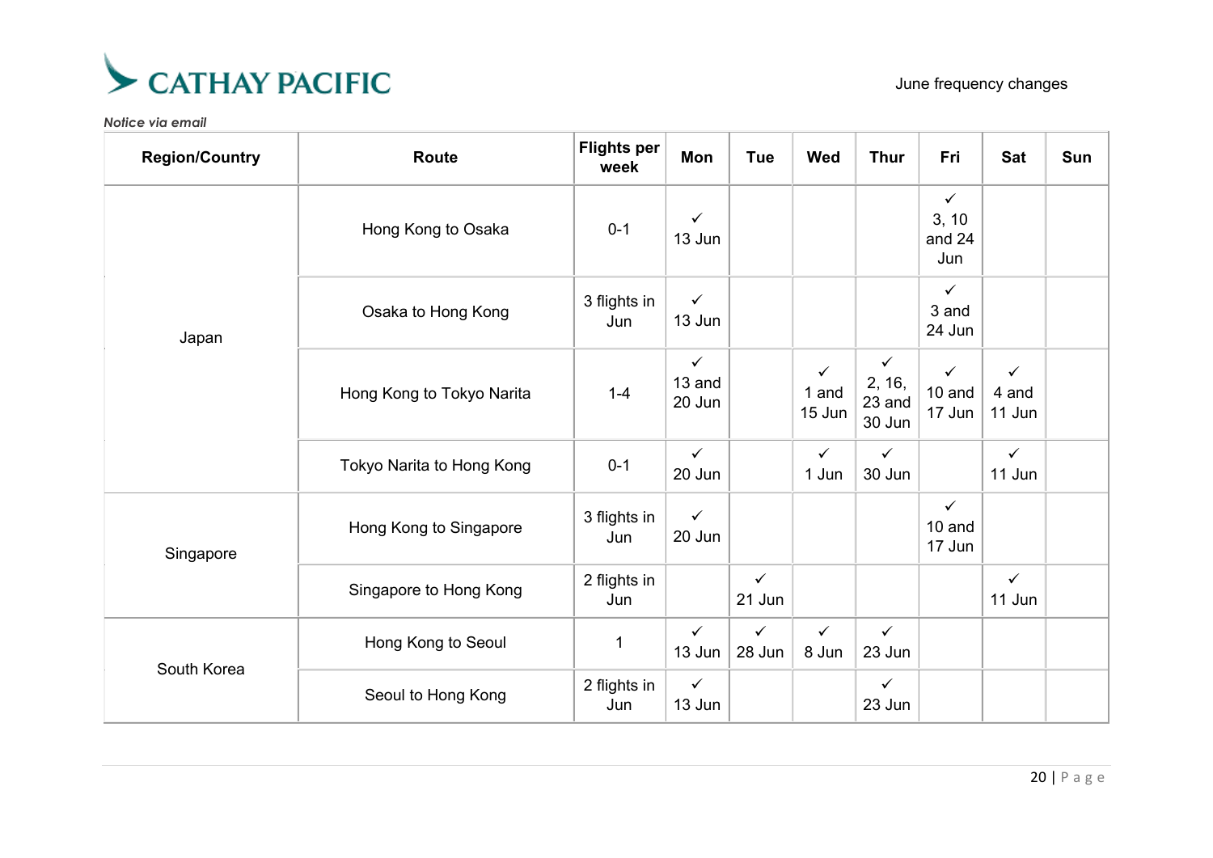CATHAY PACIFIC

June frequency changes

*Notice via email*

| Region/Country | Route | Flights per week | Mon | Tue | Wed | Thur | Fri | Sat | Sun |
|---|---|---|---|---|---|---|---|---|---|
| Japan | Hong Kong to Osaka | 0-1 | ✓ 13 Jun | | | | ✓ 3, 10 and 24 Jun | | |
| | Osaka to Hong Kong | 3 flights in Jun | ✓ 13 Jun | | | | ✓ 3 and 24 Jun | | |
| | Hong Kong to Tokyo Narita | 1-4 | ✓ 13 and 20 Jun | | ✓ 1 and 15 Jun | ✓ 2, 16, 23 and 30 Jun | ✓ 10 and 17 Jun | ✓ 4 and 11 Jun | |
| | Tokyo Narita to Hong Kong | 0-1 | ✓ 20 Jun | | ✓ 1 Jun | ✓ 30 Jun | | ✓ 11 Jun | |
| Singapore | Hong Kong to Singapore | 3 flights in Jun | ✓ 20 Jun | | | | ✓ 10 and 17 Jun | | |
| | Singapore to Hong Kong | 2 flights in Jun | | ✓ 21 Jun | | | | ✓ 11 Jun | |
| South Korea | Hong Kong to Seoul | 1 | ✓ 13 Jun | ✓ 28 Jun | ✓ 8 Jun | ✓ 23 Jun | | | |
| | Seoul to Hong Kong | 2 flights in Jun | ✓ 13 Jun | | | ✓ 23 Jun | | | |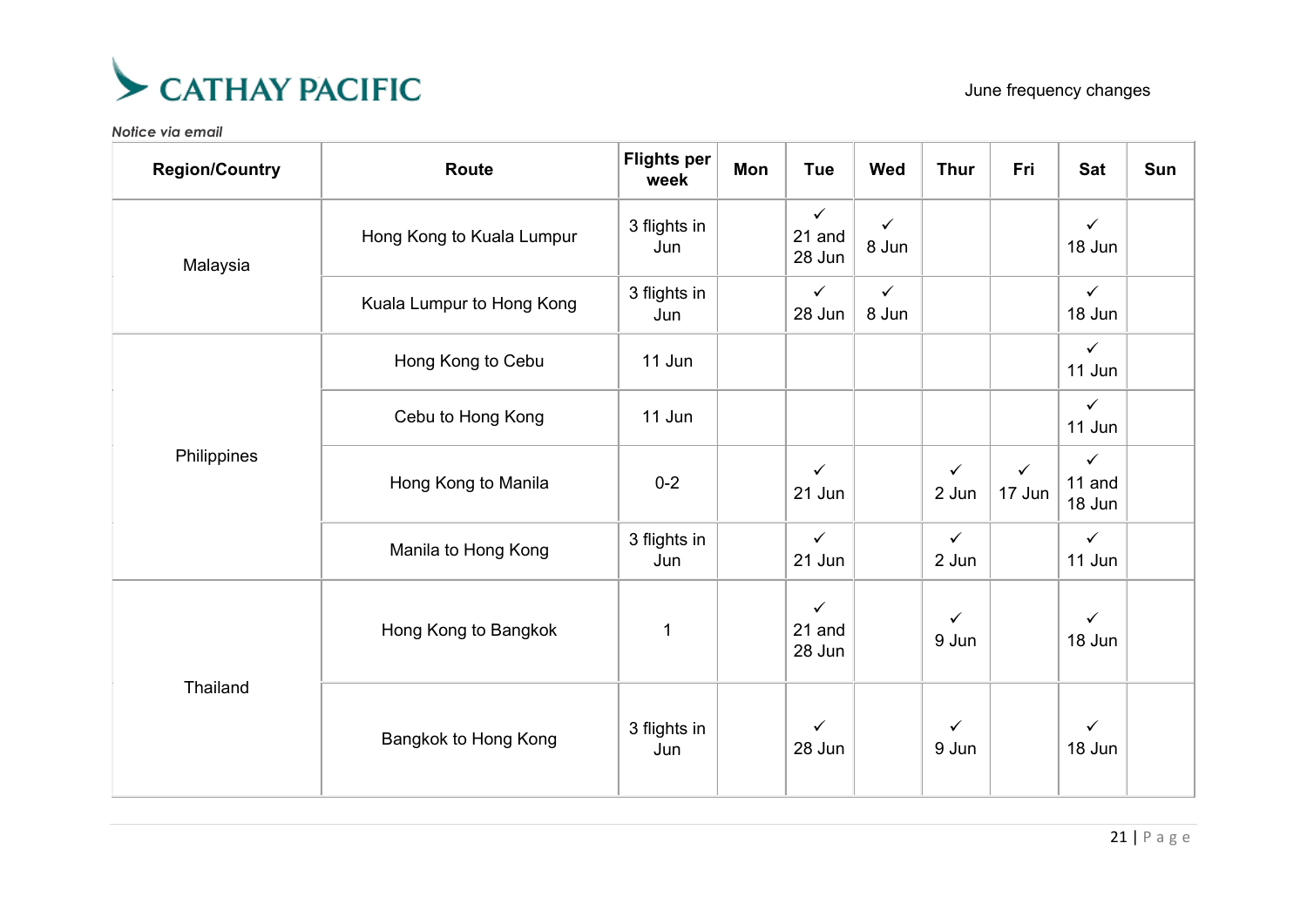CATHAY PACIFIC

June frequency changes

*Notice via email*

| Region/Country | Route | Flights per week | Mon | Tue | Wed | Thur | Fri | Sat | Sun |
|---|---|---|---|---|---|---|---|---|---|
| Malaysia | Hong Kong to Kuala Lumpur | 3 flights in Jun | | ✓ 21 and 28 Jun | ✓ 8 Jun | | | ✓ 18 Jun | |
| | Kuala Lumpur to Hong Kong | 3 flights in Jun | | ✓ 28 Jun | ✓ 8 Jun | | | ✓ 18 Jun | |
| Philippines | Hong Kong to Cebu | 11 Jun | | | | | | ✓ 11 Jun | |
| | Cebu to Hong Kong | 11 Jun | | | | | | ✓ 11 Jun | |
| | Hong Kong to Manila | 0-2 | | ✓ 21 Jun | | ✓ 2 Jun | ✓ 17 Jun | ✓ 11 and 18 Jun | |
| | Manila to Hong Kong | 3 flights in Jun | | ✓ 21 Jun | | ✓ 2 Jun | | ✓ 11 Jun | |
| Thailand | Hong Kong to Bangkok | 1 | | ✓ 21 and 28 Jun | | ✓ 9 Jun | | ✓ 18 Jun | |
| | Bangkok to Hong Kong | 3 flights in Jun | | ✓ 28 Jun | | ✓ 9 Jun | | ✓ 18 Jun | |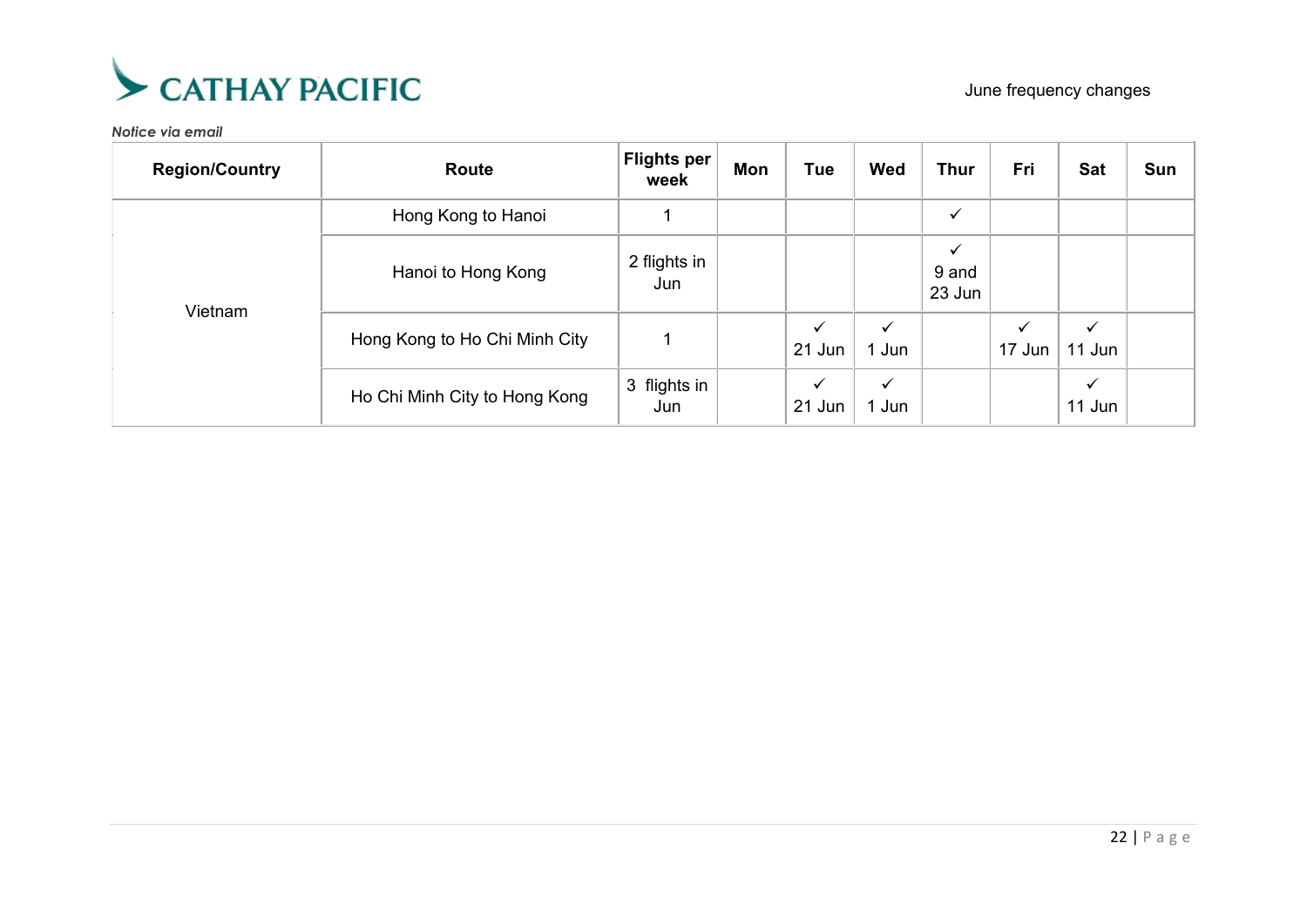CATHAY PACIFIC

June frequency changes

*Notice via email*

| Region/Country | Route | Flights per week | Mon | Tue | Wed | Thur | Fri | Sat | Sun |
|---|---|---|---|---|---|---|---|---|---|
| Vietnam | Hong Kong to Hanoi | 1 | | | | ✓ | | | |
| | Hanoi to Hong Kong | 2 flights in Jun | | | | ✓ 9 and 23 Jun | | | |
| | Hong Kong to Ho Chi Minh City | 1 | | ✓ 21 Jun | ✓ 1 Jun | | ✓ 17 Jun | ✓ 11 Jun | |
| | Ho Chi Minh City to Hong Kong | 3 flights in Jun | | ✓ 21 Jun | ✓ 1 Jun | | | ✓ 11 Jun | |